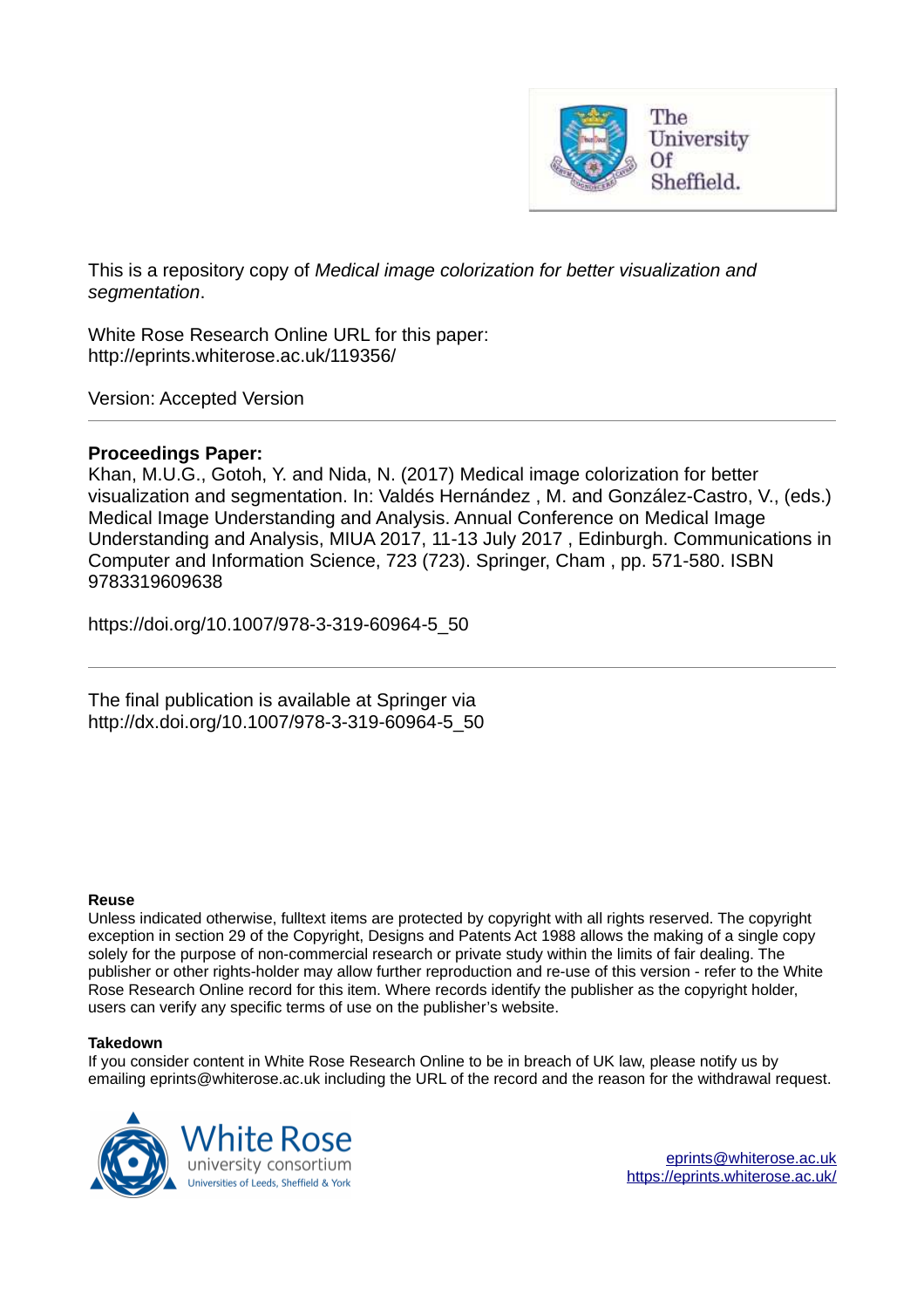This is a repository copy of *Medical image colorization for better visualization and segmentation*.

White Rose Research Online URL for this paper:
http://eprints.whiterose.ac.uk/119356/

Version: Accepted Version

---

**Proceedings Paper:**
Khan, M.U.G., Gotoh, Y. and Nida, N. (2017) Medical image colorization for better visualization and segmentation. In: Valdés Hernández , M. and González-Castro, V., (eds.) Medical Image Understanding and Analysis. Annual Conference on Medical Image Understanding and Analysis, MIUA 2017, 11-13 July 2017 , Edinburgh. Communications in Computer and Information Science, 723 (723). Springer, Cham , pp. 571-580. ISBN 9783319609638

https://doi.org/10.1007/978-3-319-60964-5_50

---

The final publication is available at Springer via
http://dx.doi.org/10.1007/978-3-319-60964-5_50

**Reuse**
Unless indicated otherwise, fulltext items are protected by copyright with all rights reserved. The copyright exception in section 29 of the Copyright, Designs and Patents Act 1988 allows the making of a single copy solely for the purpose of non-commercial research or private study within the limits of fair dealing. The publisher or other rights-holder may allow further reproduction and re-use of this version - refer to the White Rose Research Online record for this item. Where records identify the publisher as the copyright holder, users can verify any specific terms of use on the publisher's website.

**Takedown**
If you consider content in White Rose Research Online to be in breach of UK law, please notify us by emailing eprints@whiterose.ac.uk including the URL of the record and the reason for the withdrawal request.

eprints@whiterose.ac.uk
https://eprints.whiterose.ac.uk/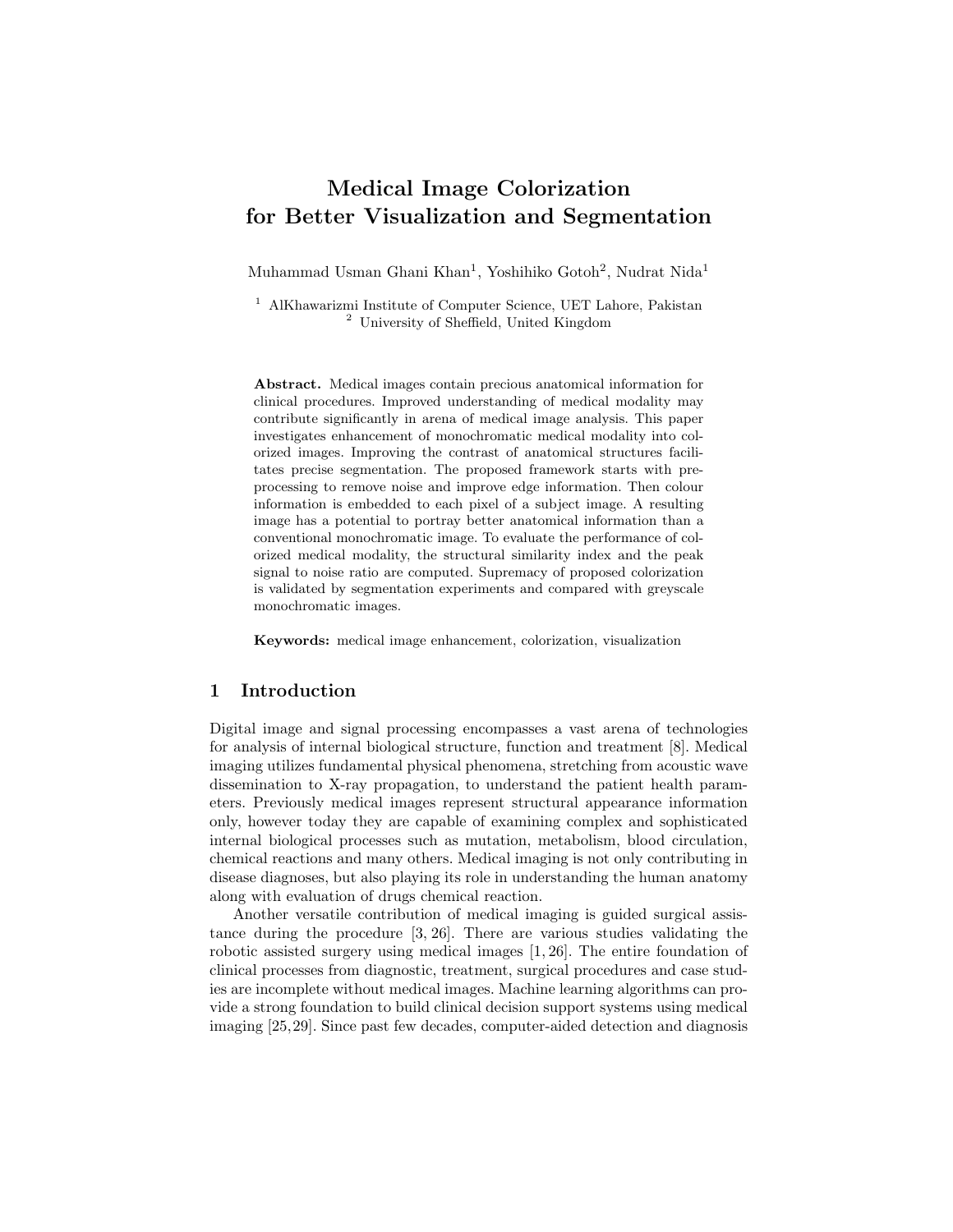# Medical Image Colorization for Better Visualization and Segmentation

Muhammad Usman Ghani Khan[1], Yoshihiko Gotoh[2], Nudrat Nida[1]

[1] AlKhawarizmi Institute of Computer Science, UET Lahore, Pakistan
[2] University of Sheffield, United Kingdom

**Abstract.** Medical images contain precious anatomical information for clinical procedures. Improved understanding of medical modality may contribute significantly in arena of medical image analysis. This paper investigates enhancement of monochromatic medical modality into colorized images. Improving the contrast of anatomical structures facilitates precise segmentation. The proposed framework starts with preprocessing to remove noise and improve edge information. Then colour information is embedded to each pixel of a subject image. A resulting image has a potential to portray better anatomical information than a conventional monochromatic image. To evaluate the performance of colorized medical modality, the structural similarity index and the peak signal to noise ratio are computed. Supremacy of proposed colorization is validated by segmentation experiments and compared with greyscale monochromatic images.

**Keywords:** medical image enhancement, colorization, visualization

## 1 Introduction

Digital image and signal processing encompasses a vast arena of technologies for analysis of internal biological structure, function and treatment [8]. Medical imaging utilizes fundamental physical phenomena, stretching from acoustic wave dissemination to X-ray propagation, to understand the patient health parameters. Previously medical images represent structural appearance information only, however today they are capable of examining complex and sophisticated internal biological processes such as mutation, metabolism, blood circulation, chemical reactions and many others. Medical imaging is not only contributing in disease diagnoses, but also playing its role in understanding the human anatomy along with evaluation of drugs chemical reaction.

Another versatile contribution of medical imaging is guided surgical assistance during the procedure [3, 26]. There are various studies validating the robotic assisted surgery using medical images [1, 26]. The entire foundation of clinical processes from diagnostic, treatment, surgical procedures and case studies are incomplete without medical images. Machine learning algorithms can provide a strong foundation to build clinical decision support systems using medical imaging [25, 29]. Since past few decades, computer-aided detection and diagnosis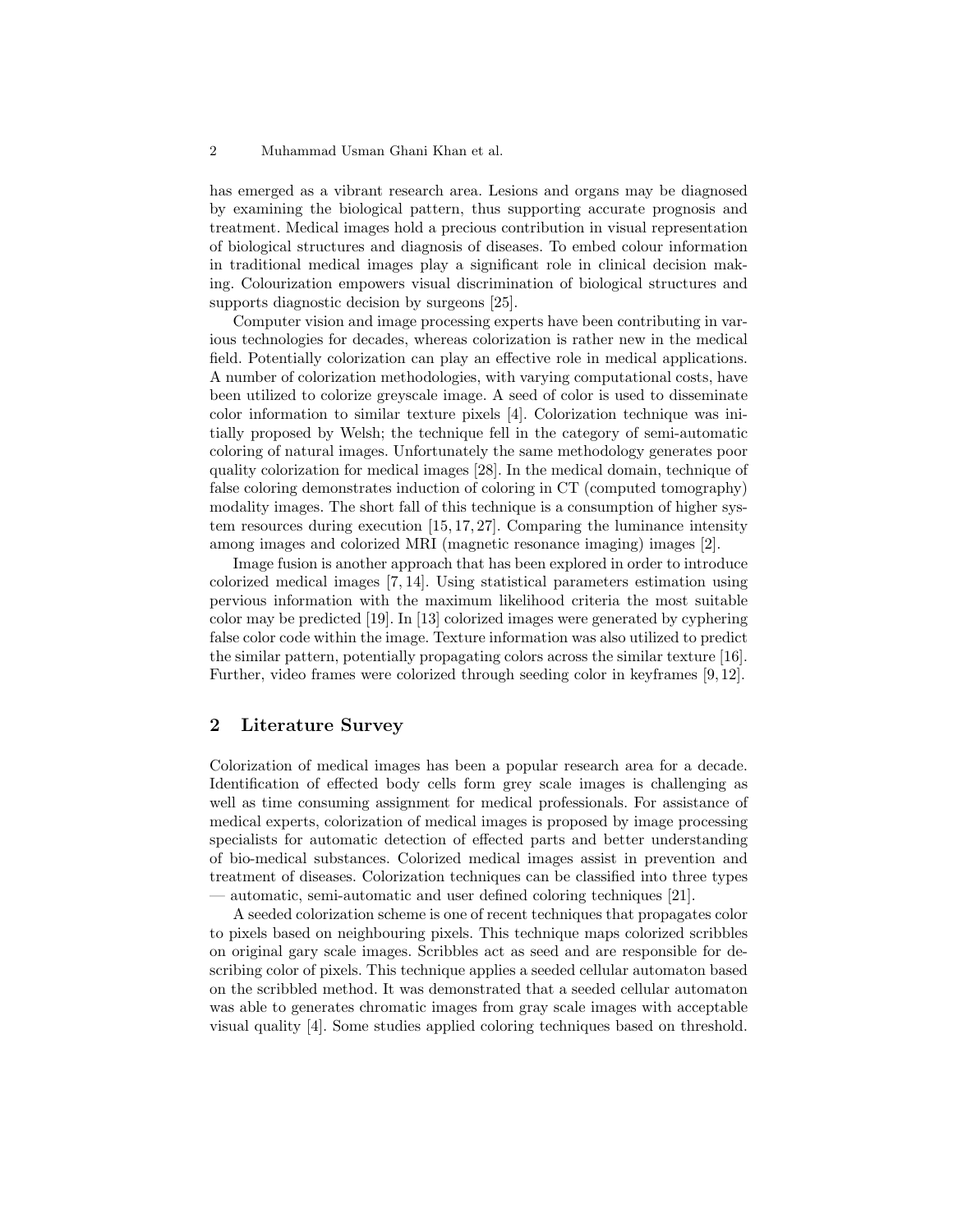has emerged as a vibrant research area. Lesions and organs may be diagnosed by examining the biological pattern, thus supporting accurate prognosis and treatment. Medical images hold a precious contribution in visual representation of biological structures and diagnosis of diseases. To embed colour information in traditional medical images play a significant role in clinical decision making. Colourization empowers visual discrimination of biological structures and supports diagnostic decision by surgeons [25].

Computer vision and image processing experts have been contributing in various technologies for decades, whereas colorization is rather new in the medical field. Potentially colorization can play an effective role in medical applications. A number of colorization methodologies, with varying computational costs, have been utilized to colorize greyscale image. A seed of color is used to disseminate color information to similar texture pixels [4]. Colorization technique was initially proposed by Welsh; the technique fell in the category of semi-automatic coloring of natural images. Unfortunately the same methodology generates poor quality colorization for medical images [28]. In the medical domain, technique of false coloring demonstrates induction of coloring in CT (computed tomography) modality images. The short fall of this technique is a consumption of higher system resources during execution [15, 17, 27]. Comparing the luminance intensity among images and colorized MRI (magnetic resonance imaging) images [2].

Image fusion is another approach that has been explored in order to introduce colorized medical images [7, 14]. Using statistical parameters estimation using pervious information with the maximum likelihood criteria the most suitable color may be predicted [19]. In [13] colorized images were generated by cyphering false color code within the image. Texture information was also utilized to predict the similar pattern, potentially propagating colors across the similar texture [16]. Further, video frames were colorized through seeding color in keyframes [9, 12].

## 2 Literature Survey

Colorization of medical images has been a popular research area for a decade. Identification of effected body cells form grey scale images is challenging as well as time consuming assignment for medical professionals. For assistance of medical experts, colorization of medical images is proposed by image processing specialists for automatic detection of effected parts and better understanding of bio-medical substances. Colorized medical images assist in prevention and treatment of diseases. Colorization techniques can be classified into three types — automatic, semi-automatic and user defined coloring techniques [21].

A seeded colorization scheme is one of recent techniques that propagates color to pixels based on neighbouring pixels. This technique maps colorized scribbles on original gary scale images. Scribbles act as seed and are responsible for describing color of pixels. This technique applies a seeded cellular automaton based on the scribbled method. It was demonstrated that a seeded cellular automaton was able to generates chromatic images from gray scale images with acceptable visual quality [4]. Some studies applied coloring techniques based on threshold.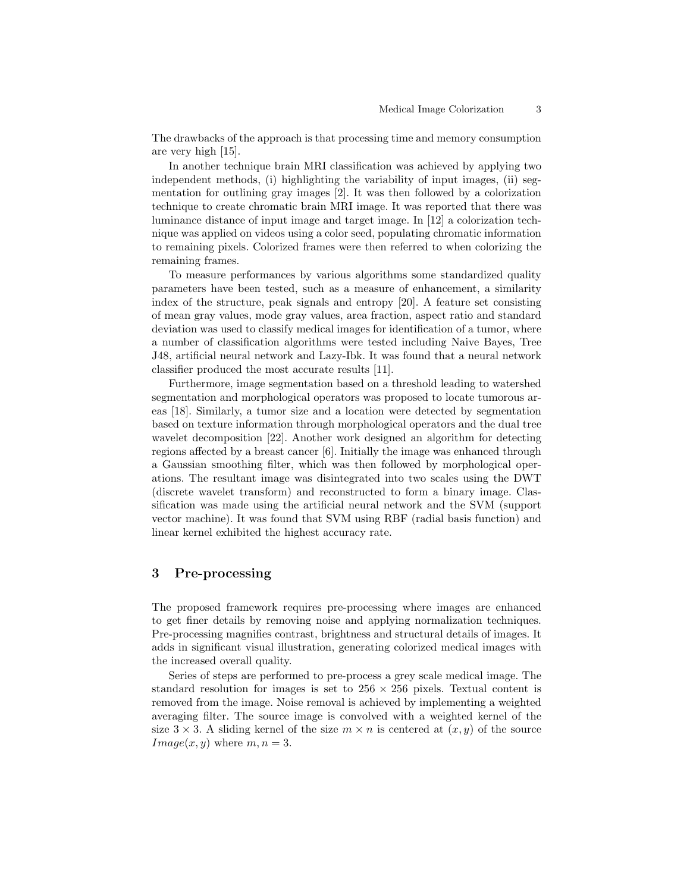The drawbacks of the approach is that processing time and memory consumption are very high [15].

In another technique brain MRI classification was achieved by applying two independent methods, (i) highlighting the variability of input images, (ii) segmentation for outlining gray images [2]. It was then followed by a colorization technique to create chromatic brain MRI image. It was reported that there was luminance distance of input image and target image. In [12] a colorization technique was applied on videos using a color seed, populating chromatic information to remaining pixels. Colorized frames were then referred to when colorizing the remaining frames.

To measure performances by various algorithms some standardized quality parameters have been tested, such as a measure of enhancement, a similarity index of the structure, peak signals and entropy [20]. A feature set consisting of mean gray values, mode gray values, area fraction, aspect ratio and standard deviation was used to classify medical images for identification of a tumor, where a number of classification algorithms were tested including Naive Bayes, Tree J48, artificial neural network and Lazy-Ibk. It was found that a neural network classifier produced the most accurate results [11].

Furthermore, image segmentation based on a threshold leading to watershed segmentation and morphological operators was proposed to locate tumorous areas [18]. Similarly, a tumor size and a location were detected by segmentation based on texture information through morphological operators and the dual tree wavelet decomposition [22]. Another work designed an algorithm for detecting regions affected by a breast cancer [6]. Initially the image was enhanced through a Gaussian smoothing filter, which was then followed by morphological operations. The resultant image was disintegrated into two scales using the DWT (discrete wavelet transform) and reconstructed to form a binary image. Classification was made using the artificial neural network and the SVM (support vector machine). It was found that SVM using RBF (radial basis function) and linear kernel exhibited the highest accuracy rate.

## 3 Pre-processing

The proposed framework requires pre-processing where images are enhanced to get finer details by removing noise and applying normalization techniques. Pre-processing magnifies contrast, brightness and structural details of images. It adds in significant visual illustration, generating colorized medical images with the increased overall quality.

Series of steps are performed to pre-process a grey scale medical image. The standard resolution for images is set to $256 \times 256$ pixels. Textual content is removed from the image. Noise removal is achieved by implementing a weighted averaging filter. The source image is convolved with a weighted kernel of the size $3 \times 3$. A sliding kernel of the size $m \times n$ is centered at $(x, y)$ of the source $Image(x, y)$ where $m, n = 3$.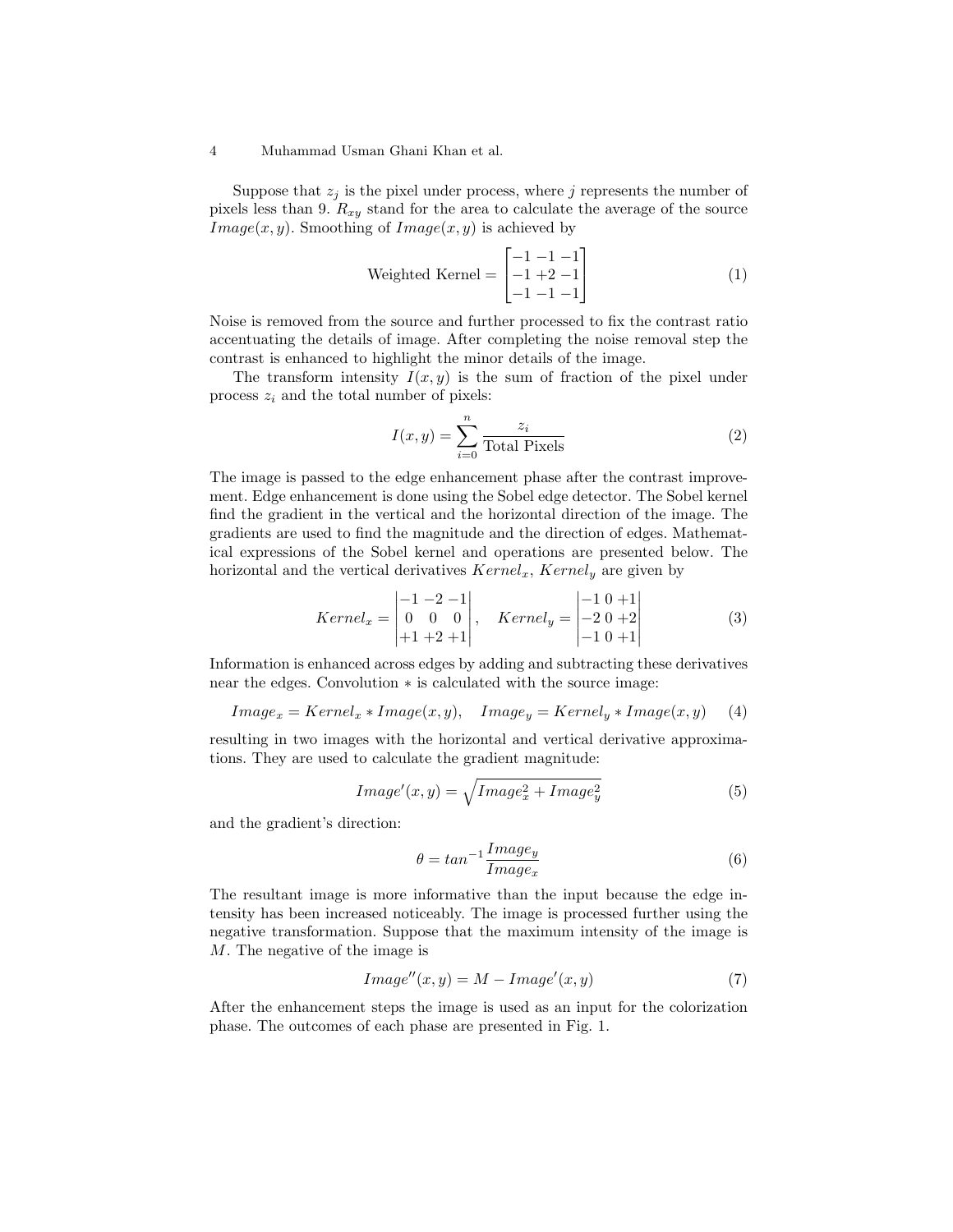Suppose that $z_j$ is the pixel under process, where $j$ represents the number of pixels less than 9. $R_{xy}$ stand for the area to calculate the average of the source $Image(x, y)$. Smoothing of $Image(x, y)$ is achieved by

$$\text{Weighted Kernel} = \begin{bmatrix} -1 & -1 & -1 \\ -1 & +2 & -1 \\ -1 & -1 & -1 \end{bmatrix} \tag{1}$$

Noise is removed from the source and further processed to fix the contrast ratio accentuating the details of image. After completing the noise removal step the contrast is enhanced to highlight the minor details of the image.

The transform intensity $I(x, y)$ is the sum of fraction of the pixel under process $z_i$ and the total number of pixels:

$$I(x, y) = \sum_{i=0}^{n} \frac{z_i}{\text{Total Pixels}} \tag{2}$$

The image is passed to the edge enhancement phase after the contrast improvement. Edge enhancement is done using the Sobel edge detector. The Sobel kernel find the gradient in the vertical and the horizontal direction of the image. The gradients are used to find the magnitude and the direction of edges. Mathematical expressions of the Sobel kernel and operations are presented below. The horizontal and the vertical derivatives $Kernel_x$, $Kernel_y$ are given by

$$Kernel_x = \begin{vmatrix} -1 & -2 & -1 \\ 0 & 0 & 0 \\ +1 & +2 & +1 \end{vmatrix}, \quad Kernel_y = \begin{vmatrix} -1 & 0 & +1 \\ -2 & 0 & +2 \\ -1 & 0 & +1 \end{vmatrix} \tag{3}$$

Information is enhanced across edges by adding and subtracting these derivatives near the edges. Convolution $*$ is calculated with the source image:

$$Image_x = Kernel_x * Image(x, y), \quad Image_y = Kernel_y * Image(x, y) \tag{4}$$

resulting in two images with the horizontal and vertical derivative approximations. They are used to calculate the gradient magnitude:

$$Image'(x, y) = \sqrt{Image_x^2 + Image_y^2} \tag{5}$$

and the gradient's direction:

$$\theta = tan^{-1} \frac{Image_y}{Image_x} \tag{6}$$

The resultant image is more informative than the input because the edge intensity has been increased noticeably. The image is processed further using the negative transformation. Suppose that the maximum intensity of the image is $M$. The negative of the image is

$$Image''(x, y) = M - Image'(x, y) \tag{7}$$

After the enhancement steps the image is used as an input for the colorization phase. The outcomes of each phase are presented in Fig. 1.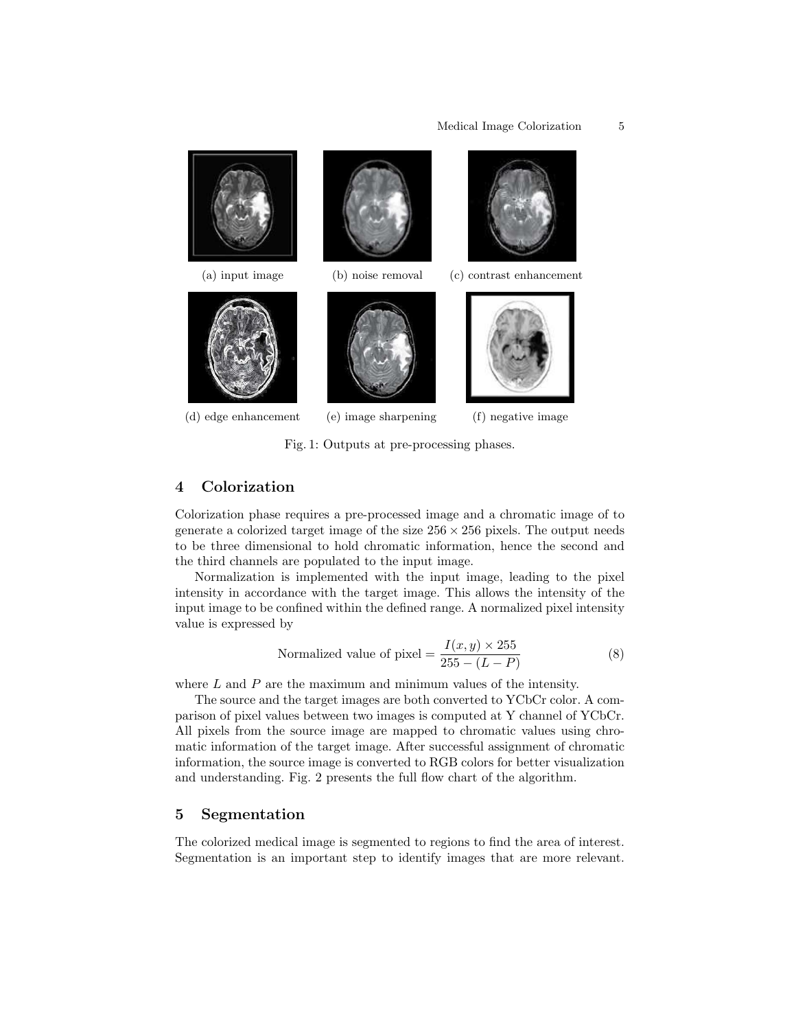(a) input image

(b) noise removal

(c) contrast enhancement

(d) edge enhancement

(e) image sharpening

(f) negative image

Fig. 1: Outputs at pre-processing phases.

## 4 Colorization

Colorization phase requires a pre-processed image and a chromatic image of to generate a colorized target image of the size $256 \times 256$ pixels. The output needs to be three dimensional to hold chromatic information, hence the second and the third channels are populated to the input image.

Normalization is implemented with the input image, leading to the pixel intensity in accordance with the target image. This allows the intensity of the input image to be confined within the defined range. A normalized pixel intensity value is expressed by

$$\text{Normalized value of pixel} = \frac{I(x, y) \times 255}{255 - (L - P)} \tag{8}$$

where $L$ and $P$ are the maximum and minimum values of the intensity.

The source and the target images are both converted to YCbCr color. A comparison of pixel values between two images is computed at Y channel of YCbCr. All pixels from the source image are mapped to chromatic values using chromatic information of the target image. After successful assignment of chromatic information, the source image is converted to RGB colors for better visualization and understanding. Fig. 2 presents the full flow chart of the algorithm.

## 5 Segmentation

The colorized medical image is segmented to regions to find the area of interest. Segmentation is an important step to identify images that are more relevant.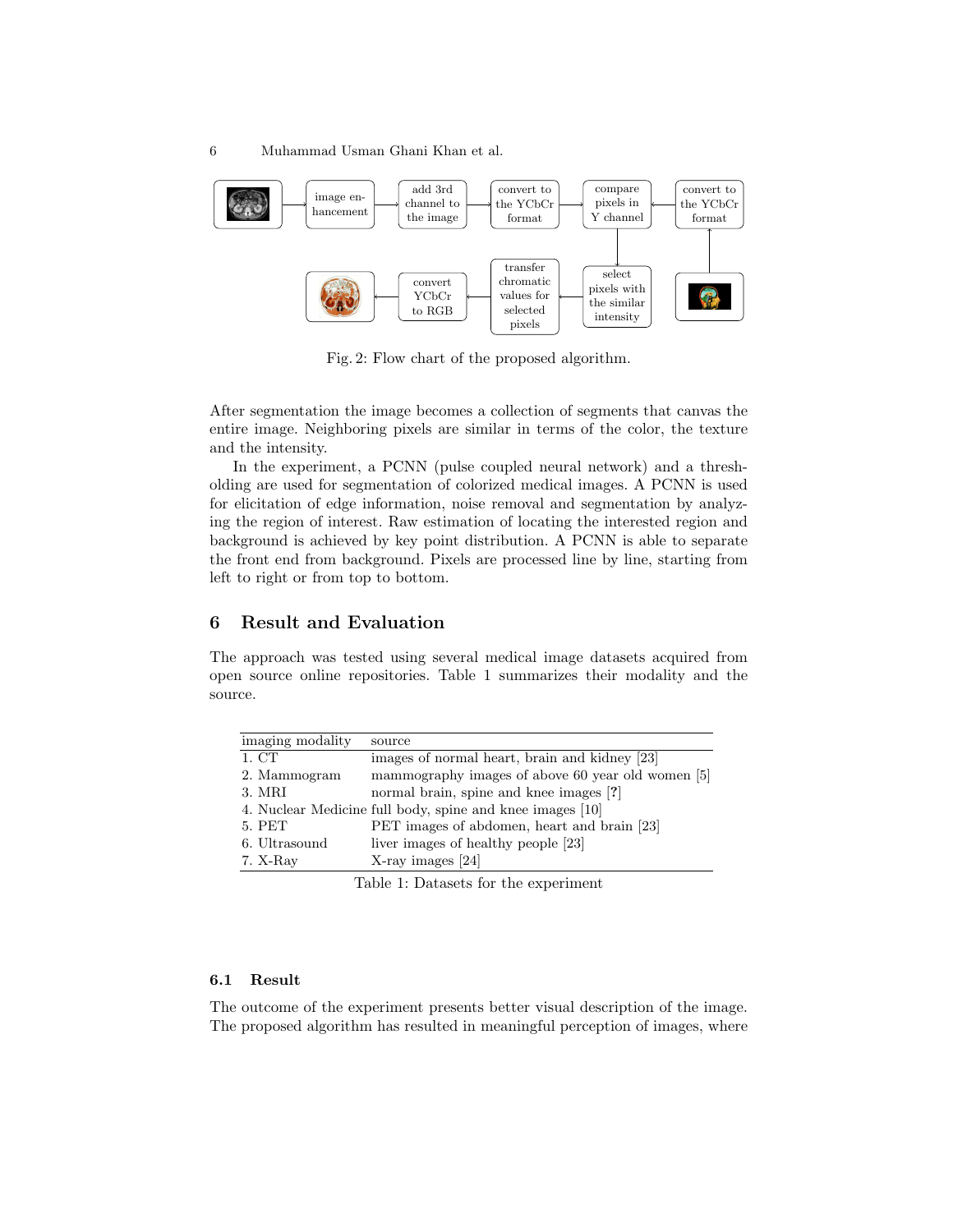Fig. 2: Flow chart of the proposed algorithm.

After segmentation the image becomes a collection of segments that canvas the entire image. Neighboring pixels are similar in terms of the color, the texture and the intensity.

In the experiment, a PCNN (pulse coupled neural network) and a thresholding are used for segmentation of colorized medical images. A PCNN is used for elicitation of edge information, noise removal and segmentation by analyzing the region of interest. Raw estimation of locating the interested region and background is achieved by key point distribution. A PCNN is able to separate the front end from background. Pixels are processed line by line, starting from left to right or from top to bottom.

## 6 Result and Evaluation

The approach was tested using several medical image datasets acquired from open source online repositories. Table 1 summarizes their modality and the source.

| imaging modality | source |
|---|---|
| 1. CT | images of normal heart, brain and kidney [23] |
| 2. Mammogram | mammography images of above 60 year old women [5] |
| 3. MRI | normal brain, spine and knee images [?] |
| 4. Nuclear Medicine | full body, spine and knee images [10] |
| 5. PET | PET images of abdomen, heart and brain [23] |
| 6. Ultrasound | liver images of healthy people [23] |
| 7. X-Ray | X-ray images [24] |

Table 1: Datasets for the experiment

### 6.1 Result

The outcome of the experiment presents better visual description of the image. The proposed algorithm has resulted in meaningful perception of images, where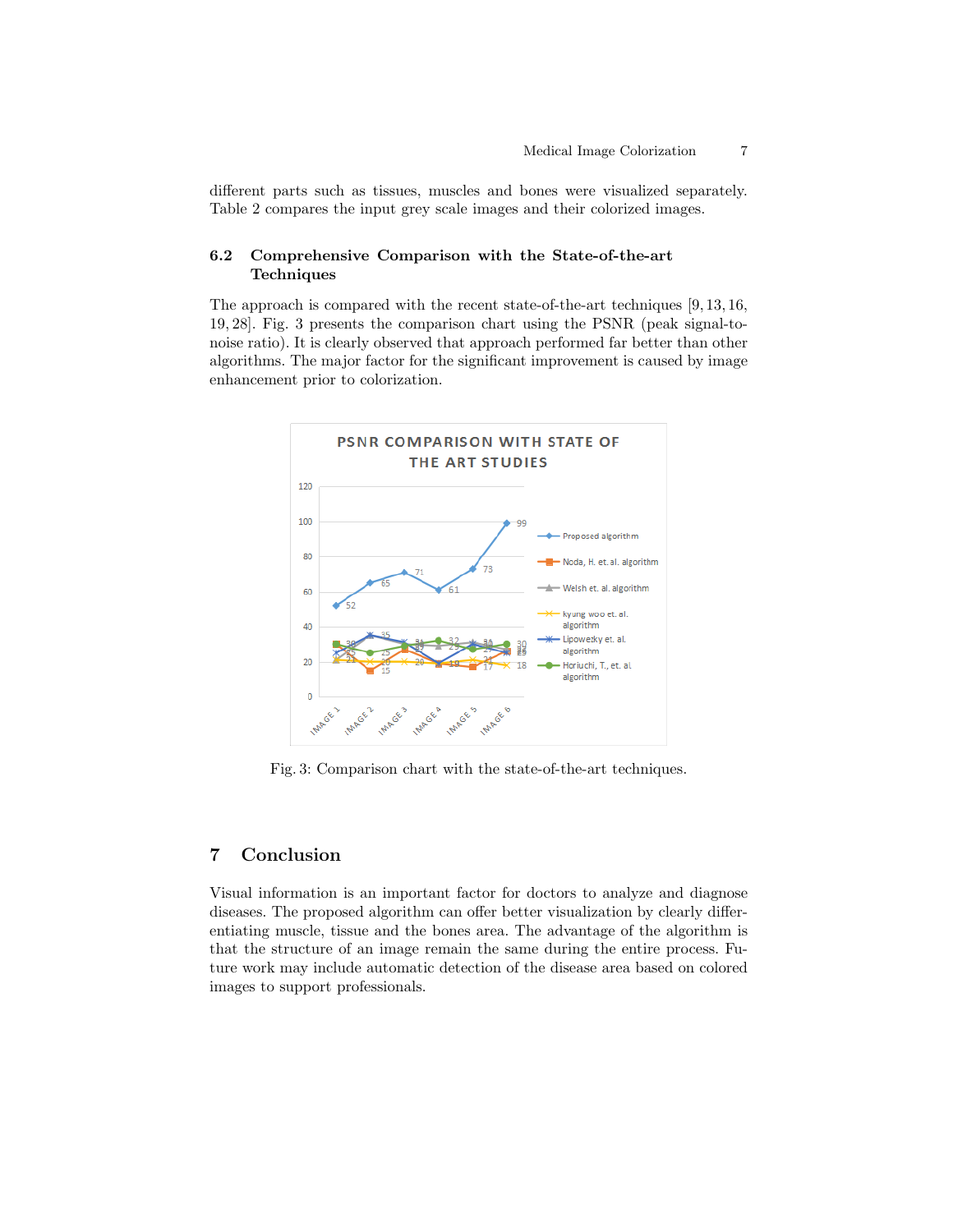different parts such as tissues, muscles and bones were visualized separately. Table 2 compares the input grey scale images and their colorized images.

### 6.2 Comprehensive Comparison with the State-of-the-art Techniques

The approach is compared with the recent state-of-the-art techniques [9, 13, 16, 19, 28]. Fig. 3 presents the comparison chart using the PSNR (peak signal-to-noise ratio). It is clearly observed that approach performed far better than other algorithms. The major factor for the significant improvement is caused by image enhancement prior to colorization.

Fig. 3: Comparison chart with the state-of-the-art techniques.

## 7 Conclusion

Visual information is an important factor for doctors to analyze and diagnose diseases. The proposed algorithm can offer better visualization by clearly differentiating muscle, tissue and the bones area. The advantage of the algorithm is that the structure of an image remain the same during the entire process. Future work may include automatic detection of the disease area based on colored images to support professionals.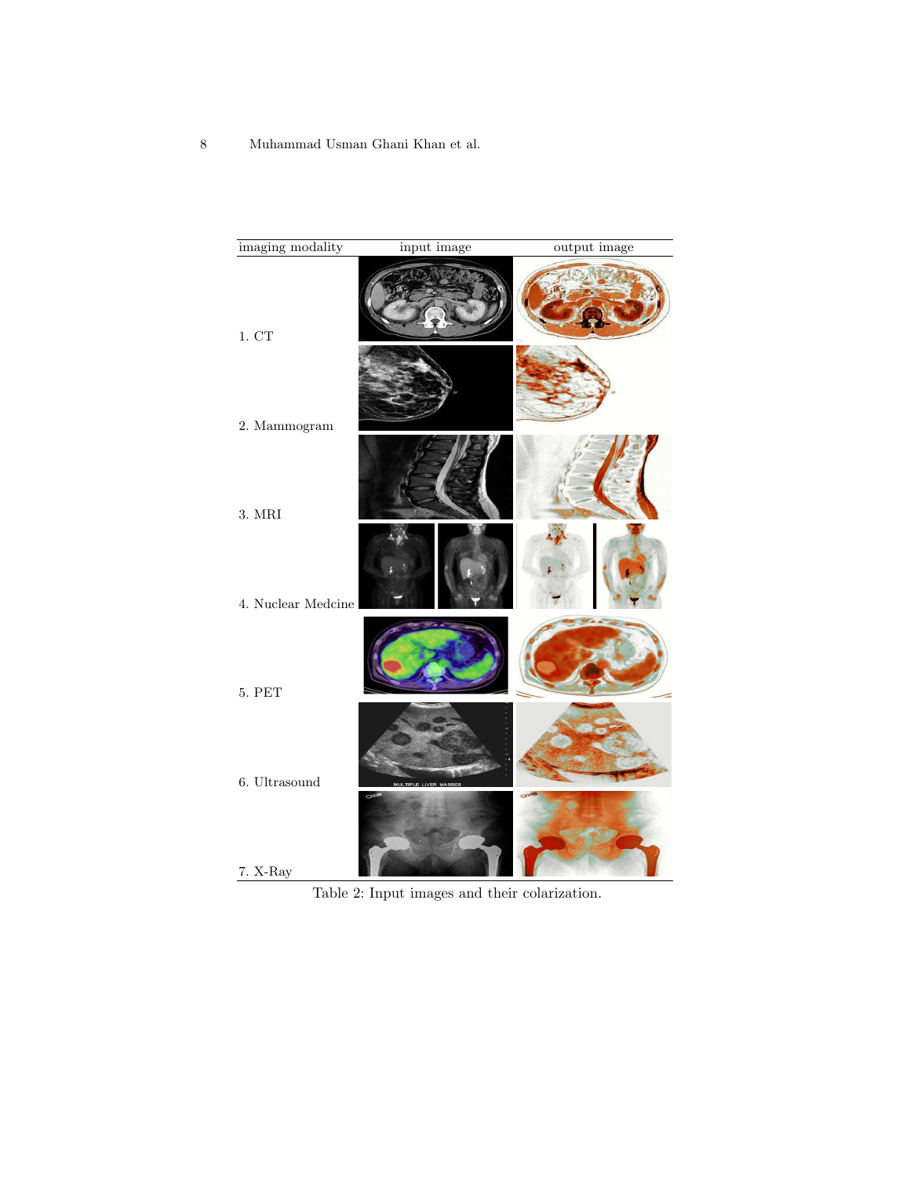| imaging modality | input image | output image |
|---|---|---|
| 1. CT | | |
| 2. Mammogram | | |
| 3. MRI | | |
| 4. Nuclear Medcine | | |
| 5. PET | | |
| 6. Ultrasound | | |
| 7. X-Ray | | |

Table 2: Input images and their colarization.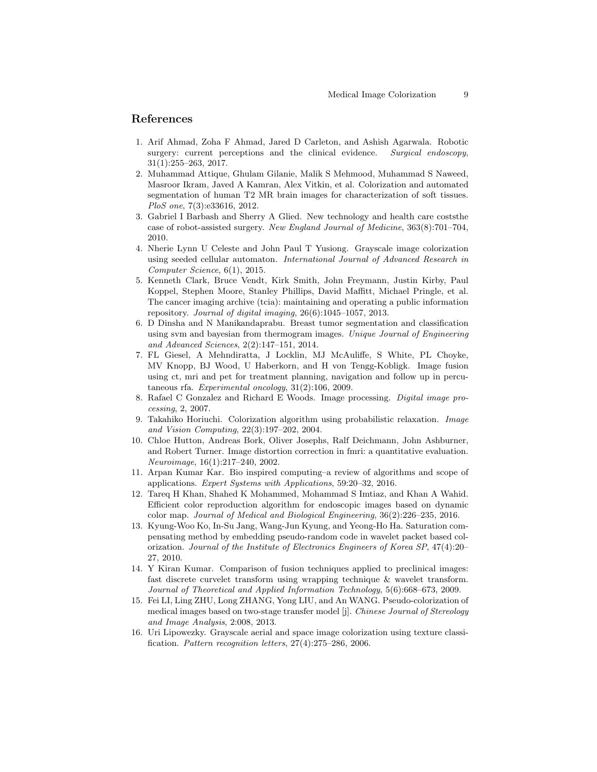## References

1. Arif Ahmad, Zoha F Ahmad, Jared D Carleton, and Ashish Agarwala. Robotic surgery: current perceptions and the clinical evidence. *Surgical endoscopy*, 31(1):255–263, 2017.
2. Muhammad Attique, Ghulam Gilanie, Malik S Mehmood, Muhammad S Naweed, Masroor Ikram, Javed A Kamran, Alex Vitkin, et al. Colorization and automated segmentation of human T2 MR brain images for characterization of soft tissues. *PloS one*, 7(3):e33616, 2012.
3. Gabriel I Barbash and Sherry A Glied. New technology and health care coststhe case of robot-assisted surgery. *New England Journal of Medicine*, 363(8):701–704, 2010.
4. Nherie Lynn U Celeste and John Paul T Yusiong. Grayscale image colorization using seeded cellular automaton. *International Journal of Advanced Research in Computer Science*, 6(1), 2015.
5. Kenneth Clark, Bruce Vendt, Kirk Smith, John Freymann, Justin Kirby, Paul Koppel, Stephen Moore, Stanley Phillips, David Maffitt, Michael Pringle, et al. The cancer imaging archive (tcia): maintaining and operating a public information repository. *Journal of digital imaging*, 26(6):1045–1057, 2013.
6. D Dinsha and N Manikandaprabu. Breast tumor segmentation and classification using svm and bayesian from thermogram images. *Unique Journal of Engineering and Advanced Sciences*, 2(2):147–151, 2014.
7. FL Giesel, A Mehndiratta, J Locklin, MJ McAuliffe, S White, PL Choyke, MV Knopp, BJ Wood, U Haberkorn, and H von Tengg-Kobligk. Image fusion using ct, mri and pet for treatment planning, navigation and follow up in percutaneous rfa. *Experimental oncology*, 31(2):106, 2009.
8. Rafael C Gonzalez and Richard E Woods. Image processing. *Digital image processing*, 2, 2007.
9. Takahiko Horiuchi. Colorization algorithm using probabilistic relaxation. *Image and Vision Computing*, 22(3):197–202, 2004.
10. Chloe Hutton, Andreas Bork, Oliver Josephs, Ralf Deichmann, John Ashburner, and Robert Turner. Image distortion correction in fmri: a quantitative evaluation. *Neuroimage*, 16(1):217–240, 2002.
11. Arpan Kumar Kar. Bio inspired computing–a review of algorithms and scope of applications. *Expert Systems with Applications*, 59:20–32, 2016.
12. Tareq H Khan, Shahed K Mohammed, Mohammad S Imtiaz, and Khan A Wahid. Efficient color reproduction algorithm for endoscopic images based on dynamic color map. *Journal of Medical and Biological Engineering*, 36(2):226–235, 2016.
13. Kyung-Woo Ko, In-Su Jang, Wang-Jun Kyung, and Yeong-Ho Ha. Saturation compensating method by embedding pseudo-random code in wavelet packet based colorization. *Journal of the Institute of Electronics Engineers of Korea SP*, 47(4):20–27, 2010.
14. Y Kiran Kumar. Comparison of fusion techniques applied to preclinical images: fast discrete curvelet transform using wrapping technique & wavelet transform. *Journal of Theoretical and Applied Information Technology*, 5(6):668–673, 2009.
15. Fei LI, Ling ZHU, Long ZHANG, Yong LIU, and An WANG. Pseudo-colorization of medical images based on two-stage transfer model [j]. *Chinese Journal of Stereology and Image Analysis*, 2:008, 2013.
16. Uri Lipowezky. Grayscale aerial and space image colorization using texture classification. *Pattern recognition letters*, 27(4):275–286, 2006.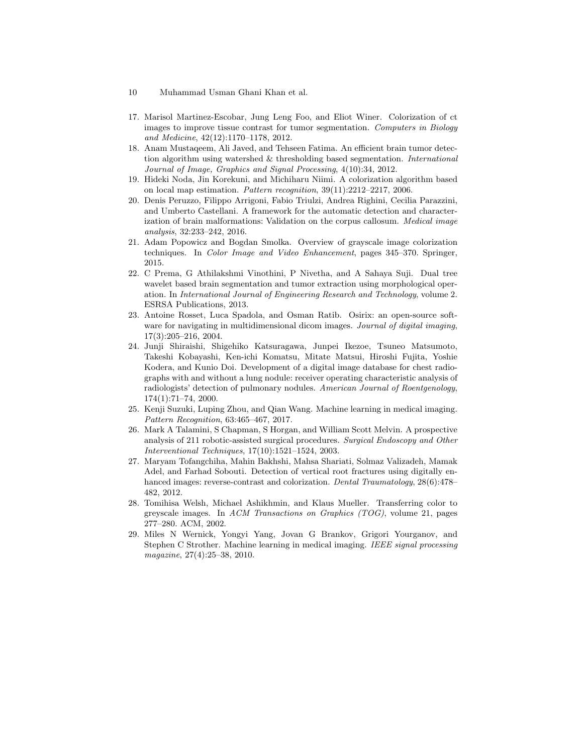17. Marisol Martinez-Escobar, Jung Leng Foo, and Eliot Winer. Colorization of ct images to improve tissue contrast for tumor segmentation. *Computers in Biology and Medicine*, 42(12):1170–1178, 2012.
18. Anam Mustaqeem, Ali Javed, and Tehseen Fatima. An efficient brain tumor detection algorithm using watershed & thresholding based segmentation. *International Journal of Image, Graphics and Signal Processing*, 4(10):34, 2012.
19. Hideki Noda, Jin Korekuni, and Michiharu Niimi. A colorization algorithm based on local map estimation. *Pattern recognition*, 39(11):2212–2217, 2006.
20. Denis Peruzzo, Filippo Arrigoni, Fabio Triulzi, Andrea Righini, Cecilia Parazzini, and Umberto Castellani. A framework for the automatic detection and characterization of brain malformations: Validation on the corpus callosum. *Medical image analysis*, 32:233–242, 2016.
21. Adam Popowicz and Bogdan Smolka. Overview of grayscale image colorization techniques. In *Color Image and Video Enhancement*, pages 345–370. Springer, 2015.
22. C Prema, G Athilakshmi Vinothini, P Nivetha, and A Sahaya Suji. Dual tree wavelet based brain segmentation and tumor extraction using morphological operation. In *International Journal of Engineering Research and Technology*, volume 2. ESRSA Publications, 2013.
23. Antoine Rosset, Luca Spadola, and Osman Ratib. Osirix: an open-source software for navigating in multidimensional dicom images. *Journal of digital imaging*, 17(3):205–216, 2004.
24. Junji Shiraishi, Shigehiko Katsuragawa, Junpei Ikezoe, Tsuneo Matsumoto, Takeshi Kobayashi, Ken-ichi Komatsu, Mitate Matsui, Hiroshi Fujita, Yoshie Kodera, and Kunio Doi. Development of a digital image database for chest radiographs with and without a lung nodule: receiver operating characteristic analysis of radiologists' detection of pulmonary nodules. *American Journal of Roentgenology*, 174(1):71–74, 2000.
25. Kenji Suzuki, Luping Zhou, and Qian Wang. Machine learning in medical imaging. *Pattern Recognition*, 63:465–467, 2017.
26. Mark A Talamini, S Chapman, S Horgan, and William Scott Melvin. A prospective analysis of 211 robotic-assisted surgical procedures. *Surgical Endoscopy and Other Interventional Techniques*, 17(10):1521–1524, 2003.
27. Maryam Tofangchiha, Mahin Bakhshi, Mahsa Shariati, Solmaz Valizadeh, Mamak Adel, and Farhad Sobouti. Detection of vertical root fractures using digitally enhanced images: reverse-contrast and colorization. *Dental Traumatology*, 28(6):478–482, 2012.
28. Tomihisa Welsh, Michael Ashikhmin, and Klaus Mueller. Transferring color to greyscale images. In *ACM Transactions on Graphics (TOG)*, volume 21, pages 277–280. ACM, 2002.
29. Miles N Wernick, Yongyi Yang, Jovan G Brankov, Grigori Yourganov, and Stephen C Strother. Machine learning in medical imaging. *IEEE signal processing magazine*, 27(4):25–38, 2010.